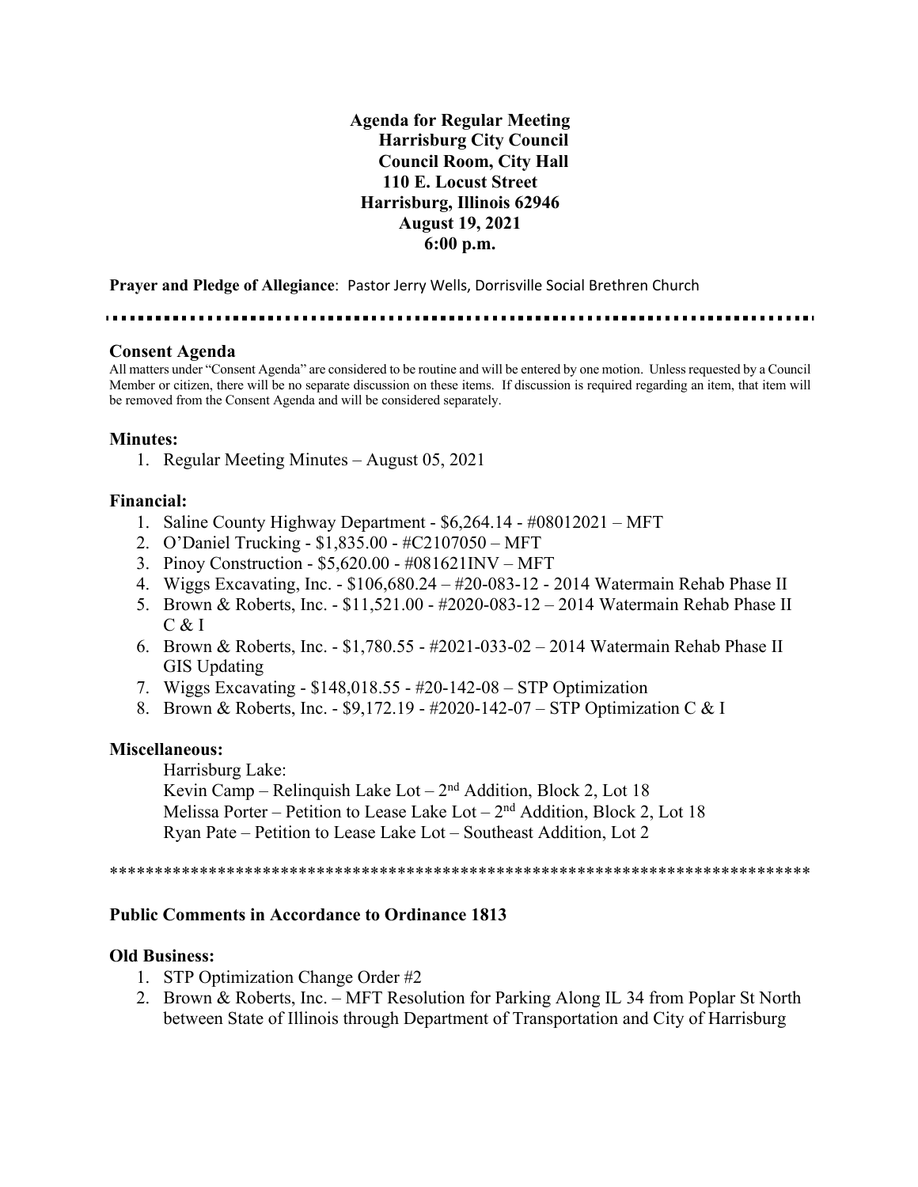**Agenda for Regular Meeting**
**Harrisburg City Council**
**Council Room, City Hall**
**110 E. Locust Street**
**Harrisburg, Illinois 62946**
**August 19, 2021**
**6:00 p.m.**

**Prayer and Pledge of Allegiance**: Pastor Jerry Wells, Dorrisville Social Brethren Church

---

## Consent Agenda

All matters under "Consent Agenda" are considered to be routine and will be entered by one motion. Unless requested by a Council Member or citizen, there will be no separate discussion on these items. If discussion is required regarding an item, that item will be removed from the Consent Agenda and will be considered separately.

### Minutes:

1. Regular Meeting Minutes – August 05, 2021

### Financial:

1. Saline County Highway Department - $6,264.14 - #08012021 – MFT
2. O'Daniel Trucking - $1,835.00 - #C2107050 – MFT
3. Pinoy Construction - $5,620.00 - #081621INV – MFT
4. Wiggs Excavating, Inc. - $106,680.24 – #20-083-12 - 2014 Watermain Rehab Phase II
5. Brown & Roberts, Inc. - $11,521.00 - #2020-083-12 – 2014 Watermain Rehab Phase II C & I
6. Brown & Roberts, Inc. - $1,780.55 - #2021-033-02 – 2014 Watermain Rehab Phase II GIS Updating
7. Wiggs Excavating - $148,018.55 - #20-142-08 – STP Optimization
8. Brown & Roberts, Inc. - $9,172.19 - #2020-142-07 – STP Optimization C & I

### Miscellaneous:

Harrisburg Lake:
Kevin Camp – Relinquish Lake Lot – 2nd Addition, Block 2, Lot 18
Melissa Porter – Petition to Lease Lake Lot – 2nd Addition, Block 2, Lot 18
Ryan Pate – Petition to Lease Lake Lot – Southeast Addition, Lot 2

\*\*\*\*\*\*\*\*\*\*\*\*\*\*\*\*\*\*\*\*\*\*\*\*\*\*\*\*\*\*\*\*\*\*\*\*\*\*\*\*\*\*\*\*\*\*\*\*\*\*\*\*\*\*\*\*\*\*\*\*\*\*\*\*\*\*\*\*\*\*\*\*\*\*\*\*\*\*

### Public Comments in Accordance to Ordinance 1813

### Old Business:

1. STP Optimization Change Order #2
2. Brown & Roberts, Inc. – MFT Resolution for Parking Along IL 34 from Poplar St North between State of Illinois through Department of Transportation and City of Harrisburg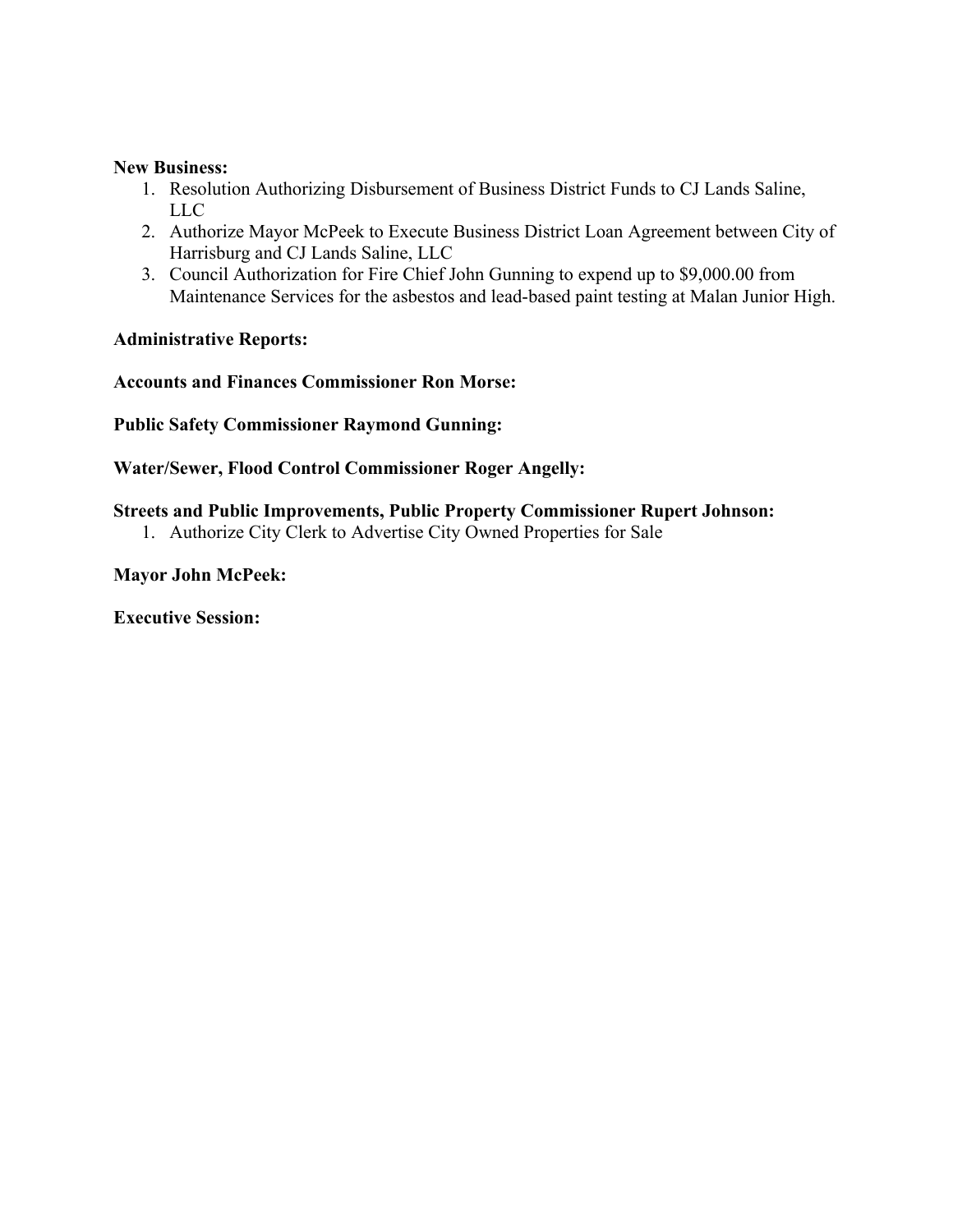**New Business:**

1. Resolution Authorizing Disbursement of Business District Funds to CJ Lands Saline, LLC
2. Authorize Mayor McPeek to Execute Business District Loan Agreement between City of Harrisburg and CJ Lands Saline, LLC
3. Council Authorization for Fire Chief John Gunning to expend up to $9,000.00 from Maintenance Services for the asbestos and lead-based paint testing at Malan Junior High.

**Administrative Reports:**

**Accounts and Finances Commissioner Ron Morse:**

**Public Safety Commissioner Raymond Gunning:**

**Water/Sewer, Flood Control Commissioner Roger Angelly:**

**Streets and Public Improvements, Public Property Commissioner Rupert Johnson:**

1. Authorize City Clerk to Advertise City Owned Properties for Sale

**Mayor John McPeek:**

**Executive Session:**